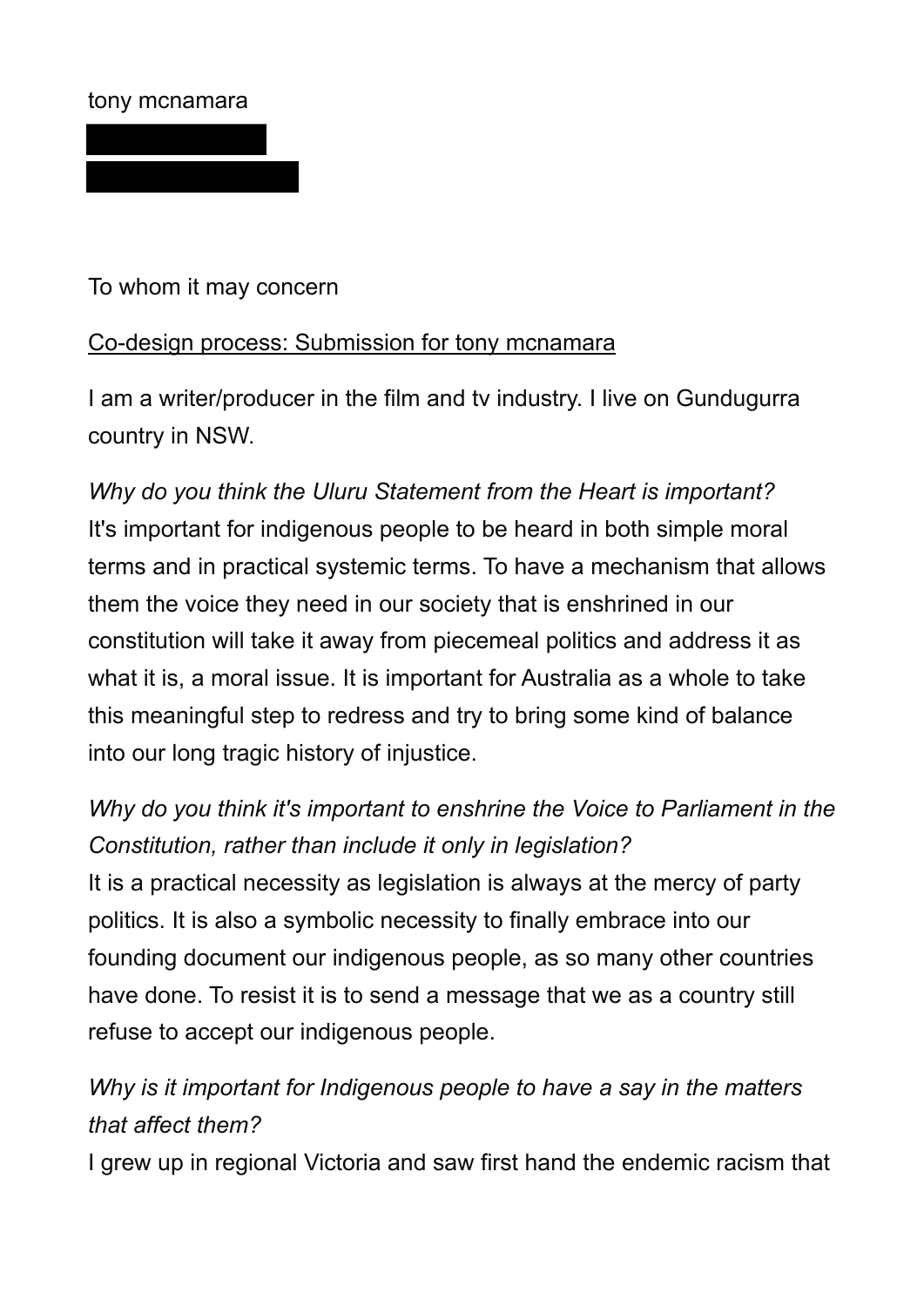tony mcnamara

To whom it may concern

<u>Co-design process: Submission for tony mcnamara</u>

I am a writer/producer in the film and tv industry. I live on Gundugurra country in NSW.

*Why do you think the Uluru Statement from the Heart is important?*
It's important for indigenous people to be heard in both simple moral terms and in practical systemic terms. To have a mechanism that allows them the voice they need in our society that is enshrined in our constitution will take it away from piecemeal politics and address it as what it is, a moral issue. It is important for Australia as a whole to take this meaningful step to redress and try to bring some kind of balance into our long tragic history of injustice.

*Why do you think it's important to enshrine the Voice to Parliament in the Constitution, rather than include it only in legislation?*
It is a practical necessity as legislation is always at the mercy of party politics. It is also a symbolic necessity to finally embrace into our founding document our indigenous people, as so many other countries have done. To resist it is to send a message that we as a country still refuse to accept our indigenous people.

*Why is it important for Indigenous people to have a say in the matters that affect them?*
I grew up in regional Victoria and saw first hand the endemic racism that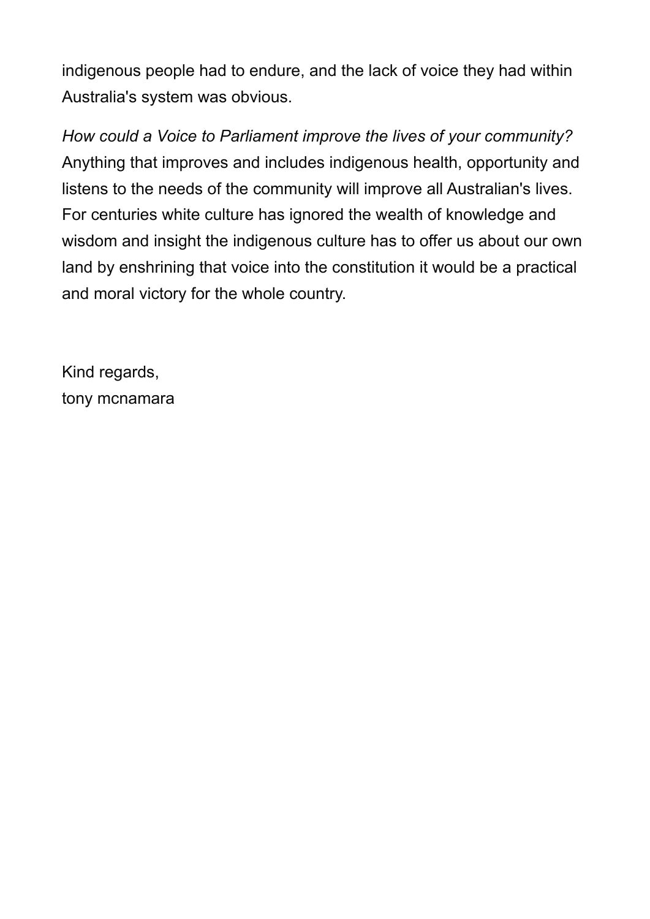indigenous people had to endure, and the lack of voice they had within Australia's system was obvious.

*How could a Voice to Parliament improve the lives of your community?*
Anything that improves and includes indigenous health, opportunity and listens to the needs of the community will improve all Australian's lives. For centuries white culture has ignored the wealth of knowledge and wisdom and insight the indigenous culture has to offer us about our own land by enshrining that voice into the constitution it would be a practical and moral victory for the whole country.

Kind regards,
tony mcnamara